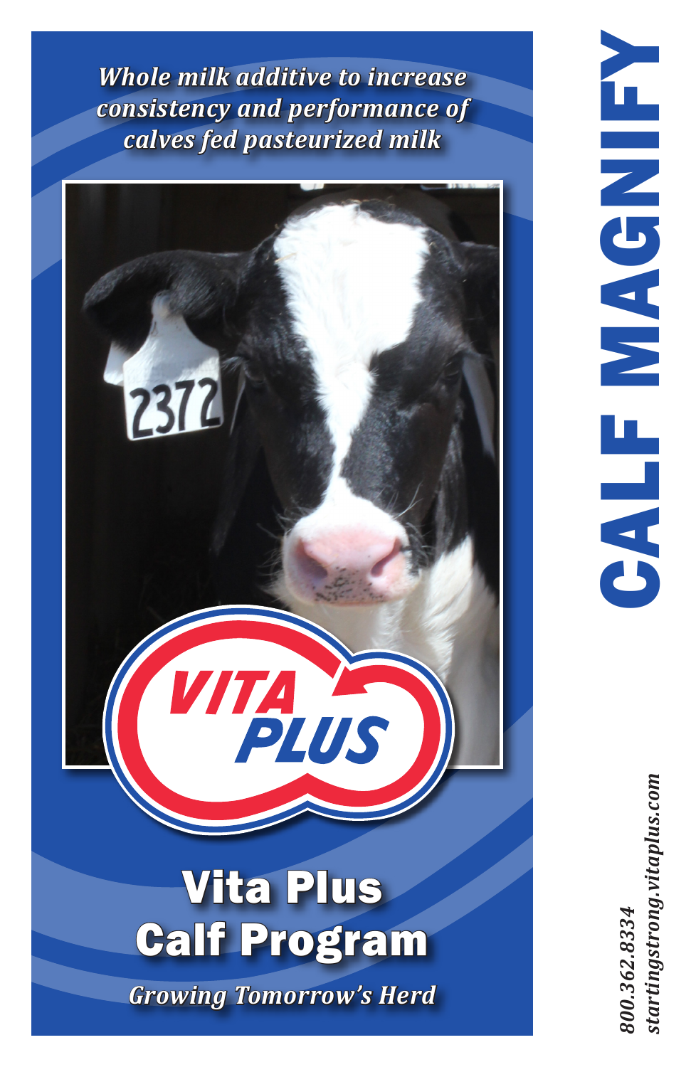# CALF MAGNIFY

*Whole milk additive to increase consistency and performance of calves fed pasteurized milk*

2372

VITA PLUS

## Vita Plus Calf Program

*Growing Tomorrow's Herd*

*800.362.8334*
*startingstrong.vitaplus.com*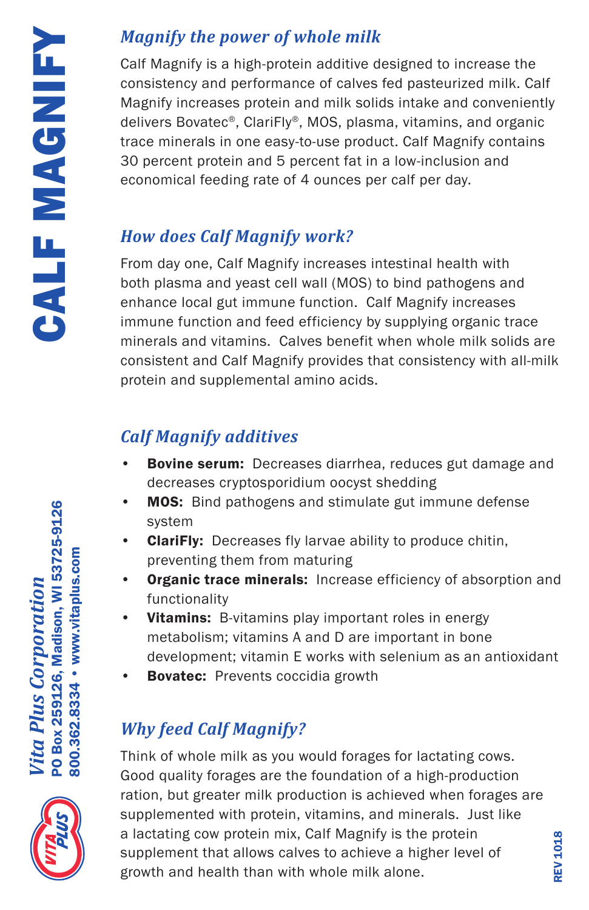# CALF MAGNIFY

## *Magnify the power of whole milk*

Calf Magnify is a high-protein additive designed to increase the consistency and performance of calves fed pasteurized milk. Calf Magnify increases protein and milk solids intake and conveniently delivers Bovatec®, ClariFly®, MOS, plasma, vitamins, and organic trace minerals in one easy-to-use product. Calf Magnify contains 30 percent protein and 5 percent fat in a low-inclusion and economical feeding rate of 4 ounces per calf per day.

## *How does Calf Magnify work?*

From day one, Calf Magnify increases intestinal health with both plasma and yeast cell wall (MOS) to bind pathogens and enhance local gut immune function. Calf Magnify increases immune function and feed efficiency by supplying organic trace minerals and vitamins. Calves benefit when whole milk solids are consistent and Calf Magnify provides that consistency with all-milk protein and supplemental amino acids.

## *Calf Magnify additives*

- **Bovine serum:** Decreases diarrhea, reduces gut damage and decreases cryptosporidium oocyst shedding
- **MOS:** Bind pathogens and stimulate gut immune defense system
- **ClariFly:** Decreases fly larvae ability to produce chitin, preventing them from maturing
- **Organic trace minerals:** Increase efficiency of absorption and functionality
- **Vitamins:** B-vitamins play important roles in energy metabolism; vitamins A and D are important in bone development; vitamin E works with selenium as an antioxidant
- **Bovatec:** Prevents coccidia growth

## *Why feed Calf Magnify?*

Think of whole milk as you would forages for lactating cows. Good quality forages are the foundation of a high-production ration, but greater milk production is achieved when forages are supplemented with protein, vitamins, and minerals. Just like a lactating cow protein mix, Calf Magnify is the protein supplement that allows calves to achieve a higher level of growth and health than with whole milk alone.

*Vita Plus Corporation*
PO Box 259126, Madison, WI 53725-9126
800.362.8334 • www.vitaplus.com

REV 1018